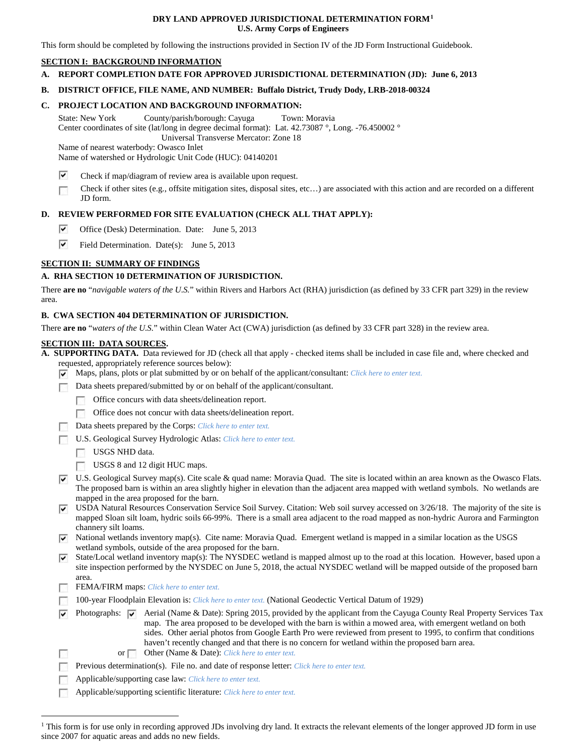# DRY LAND APPROVED JURISDICTIONAL DETERMINATION FORM[1]
## U.S. Army Corps of Engineers

This form should be completed by following the instructions provided in Section IV of the JD Form Instructional Guidebook.

## SECTION I: BACKGROUND INFORMATION

**A. REPORT COMPLETION DATE FOR APPROVED JURISDICTIONAL DETERMINATION (JD): June 6, 2013**

**B. DISTRICT OFFICE, FILE NAME, AND NUMBER: Buffalo District, Trudy Dody, LRB-2018-00324**

**C. PROJECT LOCATION AND BACKGROUND INFORMATION:**

State: New York    County/parish/borough: Cayuga    Town: Moravia
Center coordinates of site (lat/long in degree decimal format): Lat. 42.73087 °, Long. -76.450002 °
Universal Transverse Mercator: Zone 18
Name of nearest waterbody: Owasco Inlet
Name of watershed or Hydrologic Unit Code (HUC): 04140201

- [x] Check if map/diagram of review area is available upon request.
- [ ] Check if other sites (e.g., offsite mitigation sites, disposal sites, etc…) are associated with this action and are recorded on a different JD form.

**D. REVIEW PERFORMED FOR SITE EVALUATION (CHECK ALL THAT APPLY):**

- [x] Office (Desk) Determination. Date: June 5, 2013
- [x] Field Determination. Date(s): June 5, 2013

## SECTION II: SUMMARY OF FINDINGS

**A. RHA SECTION 10 DETERMINATION OF JURISDICTION.**

There **are no** "*navigable waters of the U.S.*" within Rivers and Harbors Act (RHA) jurisdiction (as defined by 33 CFR part 329) in the review area.

**B. CWA SECTION 404 DETERMINATION OF JURISDICTION.**

There **are no** "*waters of the U.S.*" within Clean Water Act (CWA) jurisdiction (as defined by 33 CFR part 328) in the review area.

## SECTION III: DATA SOURCES.

**A. SUPPORTING DATA.** Data reviewed for JD (check all that apply - checked items shall be included in case file and, where checked and requested, appropriately reference sources below):

- [x] Maps, plans, plots or plat submitted by or on behalf of the applicant/consultant: *Click here to enter text.*
- [ ] Data sheets prepared/submitted by or on behalf of the applicant/consultant.
  - [ ] Office concurs with data sheets/delineation report.
  - [ ] Office does not concur with data sheets/delineation report.
- [ ] Data sheets prepared by the Corps: *Click here to enter text.*
- [ ] U.S. Geological Survey Hydrologic Atlas: *Click here to enter text.*
  - [ ] USGS NHD data.
  - [ ] USGS 8 and 12 digit HUC maps.
- [x] U.S. Geological Survey map(s). Cite scale & quad name: Moravia Quad. The site is located within an area known as the Owasco Flats. The proposed barn is within an area slightly higher in elevation than the adjacent area mapped with wetland symbols. No wetlands are mapped in the area proposed for the barn.
- [x] USDA Natural Resources Conservation Service Soil Survey. Citation: Web soil survey accessed on 3/26/18. The majority of the site is mapped Sloan silt loam, hydric soils 66-99%. There is a small area adjacent to the road mapped as non-hydric Aurora and Farmington channery silt loams.
- [x] National wetlands inventory map(s). Cite name: Moravia Quad. Emergent wetland is mapped in a similar location as the USGS wetland symbols, outside of the area proposed for the barn.
- [x] State/Local wetland inventory map(s): The NYSDEC wetland is mapped almost up to the road at this location. However, based upon a site inspection performed by the NYSDEC on June 5, 2018, the actual NYSDEC wetland will be mapped outside of the proposed barn area.
- [ ] FEMA/FIRM maps: *Click here to enter text.*
- [ ] 100-year Floodplain Elevation is: *Click here to enter text.* (National Geodectic Vertical Datum of 1929)
- [x] Photographs: [x] Aerial (Name & Date): Spring 2015, provided by the applicant from the Cayuga County Real Property Services Tax map. The area proposed to be developed with the barn is within a mowed area, with emergent wetland on both sides. Other aerial photos from Google Earth Pro were reviewed from present to 1995, to confirm that conditions haven't recently changed and that there is no concern for wetland within the proposed barn area.
- [ ] or [ ] Other (Name & Date): *Click here to enter text.*
- [ ] Previous determination(s). File no. and date of response letter: *Click here to enter text.*
- [ ] Applicable/supporting case law: *Click here to enter text.*
- [ ] Applicable/supporting scientific literature: *Click here to enter text.*

---

[1] This form is for use only in recording approved JDs involving dry land. It extracts the relevant elements of the longer approved JD form in use since 2007 for aquatic areas and adds no new fields.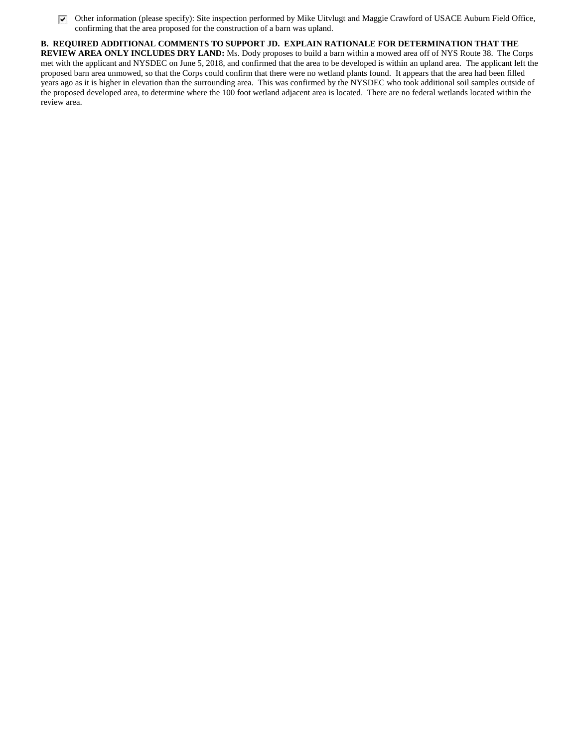- [x] Other information (please specify): Site inspection performed by Mike Uitvlugt and Maggie Crawford of USACE Auburn Field Office, confirming that the area proposed for the construction of a barn was upland.

**B. REQUIRED ADDITIONAL COMMENTS TO SUPPORT JD. EXPLAIN RATIONALE FOR DETERMINATION THAT THE REVIEW AREA ONLY INCLUDES DRY LAND:** Ms. Dody proposes to build a barn within a mowed area off of NYS Route 38. The Corps met with the applicant and NYSDEC on June 5, 2018, and confirmed that the area to be developed is within an upland area. The applicant left the proposed barn area unmowed, so that the Corps could confirm that there were no wetland plants found. It appears that the area had been filled years ago as it is higher in elevation than the surrounding area. This was confirmed by the NYSDEC who took additional soil samples outside of the proposed developed area, to determine where the 100 foot wetland adjacent area is located. There are no federal wetlands located within the review area.